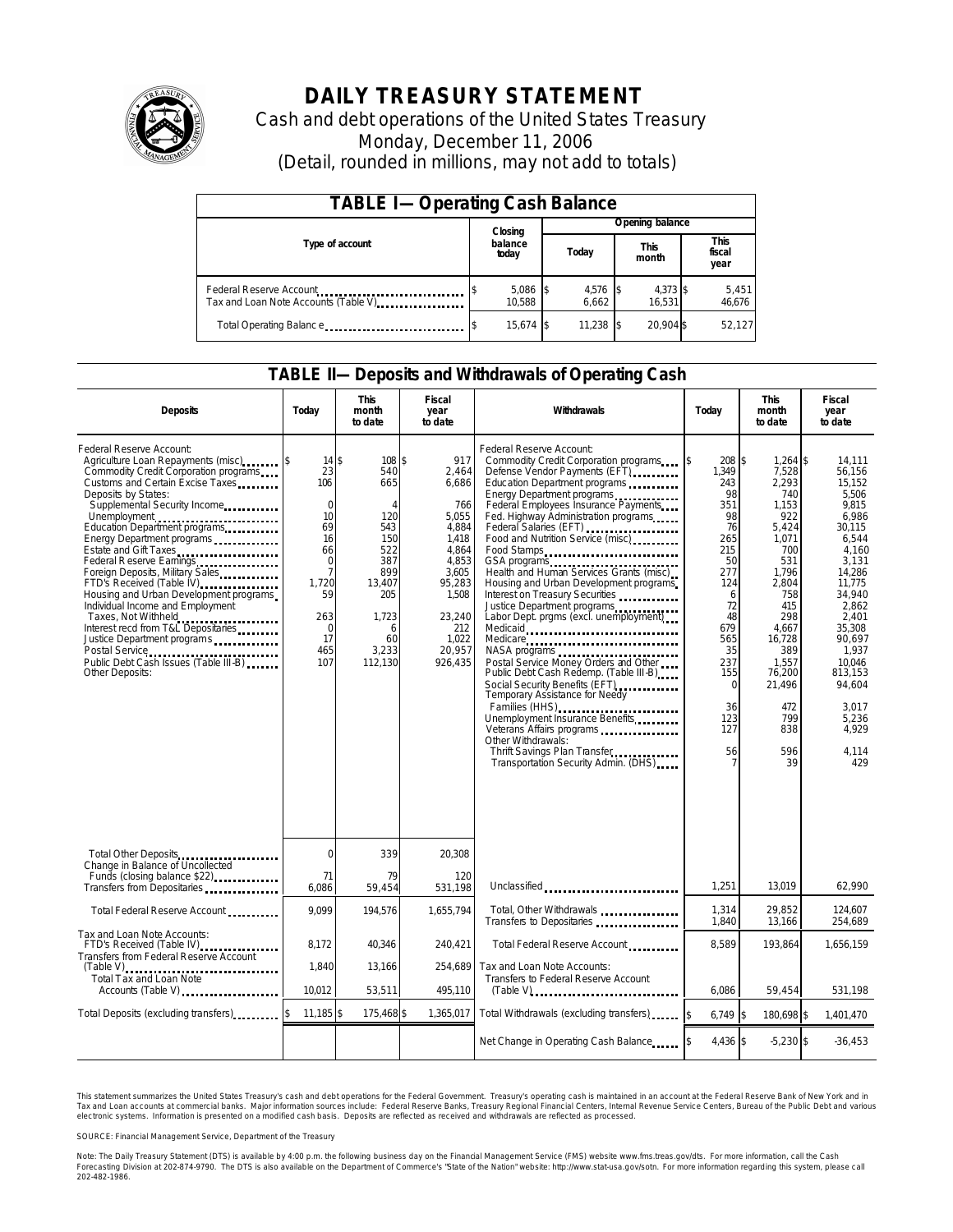# DAILY TREASURY STATEMENT

Cash and debt operations of the United States Treasury

Monday, December 11, 2006

(Detail, rounded in millions, may not add to totals)

## TABLE I—Operating Cash Balance

| Type of account | Closing balance today | Opening balance Today | Opening balance This month | Opening balance This fiscal year |
|---|---|---|---|---|
| Federal Reserve Account | $ 5,086 | $ 4,576 | $ 4,373 | $ 5,451 |
| Tax and Loan Note Accounts (Table V) | 10,588 | 6,662 | 16,531 | 46,676 |
| Total Operating Balance | $ 15,674 | $ 11,238 | $ 20,904 | $ 52,127 |

## TABLE II—Deposits and Withdrawals of Operating Cash

| Deposits | Today | This month to date | Fiscal year to date | Withdrawals | Today | This month to date | Fiscal year to date |
|---|---|---|---|---|---|---|---|
| Federal Reserve Account: | | | | Federal Reserve Account: | | | |
| Agriculture Loan Repayments (misc) | $ 14 | $ 108 | $ 917 | Commodity Credit Corporation programs | $ 208 | $ 1,264 | $ 14,111 |
| Commodity Credit Corporation programs | 23 | 540 | 2,464 | Defense Vendor Payments (EFT) | 1,349 | 7,528 | 56,156 |
| Customs and Certain Excise Taxes | 106 | 665 | 6,686 | Education Department programs | 243 | 2,293 | 15,152 |
| Deposits by States: | | | | Energy Department programs | 98 | 740 | 5,506 |
| Supplemental Security Income | 0 | 4 | 766 | Federal Employees Insurance Payments | 351 | 1,153 | 9,815 |
| Unemployment | 10 | 120 | 5,055 | Fed. Highway Administration programs | 98 | 922 | 6,986 |
| Education Department programs | 69 | 543 | 4,884 | Federal Salaries (EFT) | 76 | 5,424 | 30,115 |
| Energy Department programs | 16 | 150 | 1,418 | Food and Nutrition Service (misc) | 265 | 1,071 | 6,544 |
| Estate and Gift Taxes | 66 | 522 | 4,864 | Food Stamps | 215 | 700 | 4,160 |
| Federal Reserve Earnings | 0 | 387 | 4,853 | GSA programs | 50 | 531 | 3,131 |
| Foreign Deposits, Military Sales | 7 | 899 | 3,605 | Health and Human Services Grants (misc) | 277 | 1,796 | 14,286 |
| FTD's Received (Table IV) | 1,720 | 13,407 | 95,283 | Housing and Urban Development programs | 124 | 2,804 | 11,775 |
| Housing and Urban Development programs | 59 | 205 | 1,508 | Interest on Treasury Securities | 6 | 758 | 34,940 |
| Individual Income and Employment Taxes, Not Withheld | 263 | 1,723 | 23,240 | Justice Department programs | 72 | 415 | 2,862 |
| Interest recd from T&L Depositaries | 0 | 6 | 212 | Labor Dept. prgms (excl. unemployment) | 48 | 298 | 2,401 |
| Justice Department programs | 17 | 60 | 1,022 | Medicaid | 679 | 4,667 | 35,308 |
| Postal Service | 465 | 3,233 | 20,957 | Medicare | 565 | 16,728 | 90,697 |
| Public Debt Cash Issues (Table III-B) | 107 | 112,130 | 926,435 | NASA programs | 35 | 389 | 1,937 |
| Other Deposits: | | | | Postal Service Money Orders and Other | 237 | 1,557 | 10,046 |
| | | | | Public Debt Cash Redemp. (Table III-B) | 155 | 76,200 | 813,153 |
| | | | | Social Security Benefits (EFT) | 0 | 21,496 | 94,604 |
| | | | | Temporary Assistance for Needy Families (HHS) | 36 | 472 | 3,017 |
| | | | | Unemployment Insurance Benefits | 123 | 799 | 5,236 |
| | | | | Veterans Affairs programs | 127 | 838 | 4,929 |
| | | | | Other Withdrawals: | | | |
| | | | | Thrift Savings Plan Transfer | 56 | 596 | 4,114 |
| | | | | Transportation Security Admin. (DHS) | 7 | 39 | 429 |
| Total Other Deposits | 0 | 339 | 20,308 | | | | |
| Change in Balance of Uncollected Funds (closing balance $22) | 71 | 79 | 120 | | | | |
| Transfers from Depositaries | 6,086 | 59,454 | 531,198 | Unclassified | 1,251 | 13,019 | 62,990 |
| Total Federal Reserve Account | 9,099 | 194,576 | 1,655,794 | Total, Other Withdrawals | 1,314 | 29,852 | 124,607 |
| | | | | Transfers to Depositaries | 1,840 | 13,166 | 254,689 |
| Tax and Loan Note Accounts: | | | | | | | |
| FTD's Received (Table IV) | 8,172 | 40,346 | 240,421 | Total Federal Reserve Account | 8,589 | 193,864 | 1,656,159 |
| Transfers from Federal Reserve Account (Table V) | 1,840 | 13,166 | 254,689 | Tax and Loan Note Accounts: | | | |
| Total Tax and Loan Note Accounts (Table V) | 10,012 | 53,511 | 495,110 | Transfers to Federal Reserve Account (Table V) | 6,086 | 59,454 | 531,198 |
| Total Deposits (excluding transfers) | $ 11,185 | $ 175,468 | $ 1,365,017 | Total Withdrawals (excluding transfers) | $ 6,749 | $ 180,698 | $ 1,401,470 |
| | | | | Net Change in Operating Cash Balance | $ 4,436 | $ -5,230 | $ -36,453 |

This statement summarizes the United States Treasury's cash and debt operations for the Federal Government. Treasury's operating cash is maintained in an account at the Federal Reserve Bank of New York and in Tax and Loan accounts at commercial banks. Major information sources include: Federal Reserve Banks, Treasury Regional Financial Centers, Internal Revenue Service Centers, Bureau of the Public Debt and various electronic systems. Information is presented on a modified cash basis. Deposits are reflected as received and withdrawals are reflected as processed.

SOURCE: Financial Management Service, Department of the Treasury

Note: The Daily Treasury Statement (DTS) is available by 4:00 p.m. the following business day on the Financial Management Service (FMS) website www.fms.treas.gov/dts. For more information, call the Cash Forecasting Division at 202-874-9790. The DTS is also available on the Department of Commerce's "State of the Nation" website: http://www.stat-usa.gov/sotn. For more information regarding this system, please call 202-482-1986.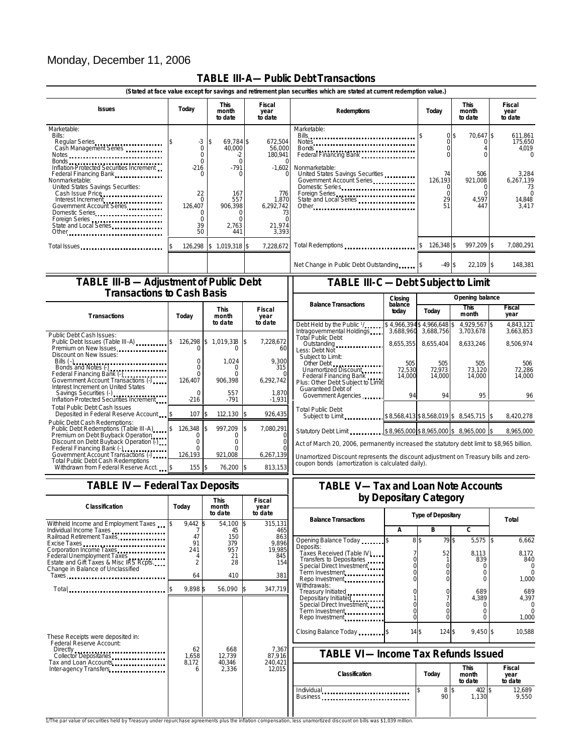Monday, December 11, 2006

## TABLE III-A — Public Debt Transactions

(Stated at face value except for savings and retirement plan securities which are stated at current redemption value.)

| Issues | Today | This month to date | Fiscal year to date | Redemptions | Today | This month to date | Fiscal year to date |
|---|---|---|---|---|---|---|---|
| Marketable: | | | | Marketable: | | | |
| Bills: | | | | Bills | $ 0 | $ 70,647 | $ 611,861 |
| Regular Series | $ -3 | $ 69,784 | $ 672,504 | Notes | 0 | 0 | 175,650 |
| Cash Management Series | 0 | 40,000 | 56,000 | Bonds | 0 | 4 | 4,019 |
| Notes | 0 | -2 | 180,941 | Federal Financing Bank | 0 | 0 | 0 |
| Bonds | 0 | 0 | 0 | | | | |
| Inflation-Protected Securities Increment | -216 | -791 | -1,602 | Nonmarketable: | | | |
| Federal Financing Bank | 0 | 0 | 0 | United States Savings Securities | 74 | 506 | 3,284 |
| Nonmarketable: | | | | Government Account Series | 126,193 | 921,008 | 6,267,139 |
| United States Savings Securities: | | | | Domestic Series | 0 | 0 | 73 |
| Cash Issue Price | 22 | 167 | 776 | Foreign Series | 0 | 0 | 0 |
| Interest Increment | 0 | 557 | 1,870 | State and Local Series | 29 | 4,597 | 14,848 |
| Government Account Series | 126,407 | 906,398 | 6,292,742 | Other | 51 | 447 | 3,417 |
| Domestic Series | 0 | 0 | 73 | | | | |
| Foreign Series | 0 | 0 | 0 | | | | |
| State and Local Series | 39 | 2,763 | 21,974 | | | | |
| Other | 50 | 441 | 3,393 | | | | |
| Total Issues | $ 126,298 | $ 1,019,318 | $ 7,228,672 | Total Redemptions | $ 126,348 | $ 997,209 | $ 7,080,291 |
| | | | | Net Change in Public Debt Outstanding | $ -49 | $ 22,109 | $ 148,381 |

## TABLE III-B — Adjustment of Public Debt Transactions to Cash Basis

| Transactions | Today | This month to date | Fiscal year to date |
|---|---|---|---|
| Public Debt Cash Issues: | | | |
| Public Debt Issues (Table III-A) | $ 126,298 | $ 1,019,318 | $ 7,228,672 |
| Premium on New Issues | 0 | 0 | 60 |
| Discount on New Issues: | | | |
| Bills (-) | 0 | 1,024 | 9,300 |
| Bonds and Notes (-) | 0 | 0 | 315 |
| Federal Financing Bank (-) | 0 | 0 | 0 |
| Government Account Transactions (-) | 126,407 | 906,398 | 6,292,742 |
| Interest Increment on United States Savings Securities (-) | 0 | 557 | 1,870 |
| Inflation-Protected Securities Increment | -216 | -791 | -1,931 |
| Total Public Debt Cash Issues Deposited in Federal Reserve Account | $ 107 | $ 112,130 | $ 926,435 |
| Public Debt Cash Redemptions: | | | |
| Public Debt Redemptions (Table III-A) | $ 126,348 | $ 997,209 | $ 7,080,291 |
| Premium on Debt Buyback Operation | 0 | 0 | 0 |
| Discount on Debt Buyback Operation (-) | 0 | 0 | 0 |
| Federal Financing Bank (-) | 0 | 0 | 0 |
| Government Account Transactions (-) | 126,193 | 921,008 | 6,267,139 |
| Total Public Debt Cash Redemptions Withdrawn from Federal Reserve Acct. | $ 155 | $ 76,200 | $ 813,153 |

## TABLE III-C — Debt Subject to Limit

| Balance Transactions | Closing balance today | Opening balance Today | This month | Fiscal year |
|---|---|---|---|---|
| Debt Held by the Public 1/ | $ 4,966,394 | $ 4,966,648 | $ 4,929,567 | $ 4,843,121 |
| Intragovernmental Holdings | 3,688,960 | 3,688,756 | 3,703,678 | 3,663,853 |
| Total Public Debt Outstanding | 8,655,355 | 8,655,404 | 8,633,246 | 8,506,974 |
| Less: Debt Not Subject to Limit: | | | | |
| Other Debt | 505 | 505 | 505 | 506 |
| Unamortized Discount | 72,530 | 72,973 | 73,120 | 72,286 |
| Federal Financing Bank | 14,000 | 14,000 | 14,000 | 14,000 |
| Plus: Other Debt Subject to Limit Guaranteed Debt of Government Agencies | 94 | 94 | 95 | 96 |
| Total Public Debt Subject to Limit | $ 8,568,413 | $ 8,568,019 | $ 8,545,715 | $ 8,420,278 |
| Statutory Debt Limit | $ 8,965,000 | $ 8,965,000 | $ 8,965,000 | $ 8,965,000 |

Act of March 20, 2006, permanently increased the statutory debt limit to $8,965 billion.

Unamortized Discount represents the discount adjustment on Treasury bills and zero-coupon bonds (amortization is calculated daily).

## TABLE IV — Federal Tax Deposits

| Classification | Today | This month to date | Fiscal year to date |
|---|---|---|---|
| Withheld Income and Employment Taxes | $ 9,442 | $ 54,100 | $ 315,131 |
| Individual Income Taxes | 7 | 45 | 465 |
| Railroad Retirement Taxes | 47 | 150 | 863 |
| Excise Taxes | 91 | 379 | 9,896 |
| Corporation Income Taxes | 241 | 957 | 19,985 |
| Federal Unemployment Taxes | 4 | 21 | 845 |
| Estate and Gift Taxes & Misc IRS Rcpts. | 2 | 28 | 154 |
| Change in Balance of Unclassified Taxes | 64 | 410 | 381 |
| Total | $ 9,898 | $ 56,090 | $ 347,719 |
| These Receipts were deposited in: | | | |
| Federal Reserve Account: | | | |
| Directly | 62 | 668 | 7,367 |
| Collector Depositaries | 1,658 | 12,739 | 87,916 |
| Tax and Loan Accounts | 8,172 | 40,346 | 240,421 |
| Inter-agency Transfers | 6 | 2,336 | 12,015 |

## TABLE V — Tax and Loan Note Accounts by Depositary Category

| Balance Transactions | Type of Depositary A | B | C | Total |
|---|---|---|---|---|
| Opening Balance Today | $ 8 | $ 79 | $ 5,575 | $ 6,662 |
| Deposits: | | | | |
| Taxes Received (Table IV) | 7 | 52 | 8,113 | 8,172 |
| Transfers to Depositaries | 0 | 1 | 839 | 840 |
| Special Direct Investment | 0 | 0 | 0 | 0 |
| Term Investment | 0 | 0 | 0 | 0 |
| Repo Investment | 0 | 0 | 0 | 1,000 |
| Withdrawals: | | | | |
| Treasury Initiated | 0 | 0 | 689 | 689 |
| Depositary Initiated | 1 | 7 | 4,389 | 4,397 |
| Special Direct Investment | 0 | 0 | 0 | 0 |
| Term Investment | 0 | 0 | 0 | 0 |
| Repo Investment | 0 | 0 | 0 | 1,000 |
| Closing Balance Today | $ 14 | $ 124 | $ 9,450 | $ 10,588 |

## TABLE VI — Income Tax Refunds Issued

| Classification | Today | This month to date | Fiscal year to date |
|---|---|---|---|
| Individual | $ 8 | $ 402 | $ 12,689 |
| Business | 90 | 1,130 | 9,550 |

1/The par value of securities held by Treasury under repurchase agreements plus the inflation compensation, less unamortized discount on bills was $1,039 million.